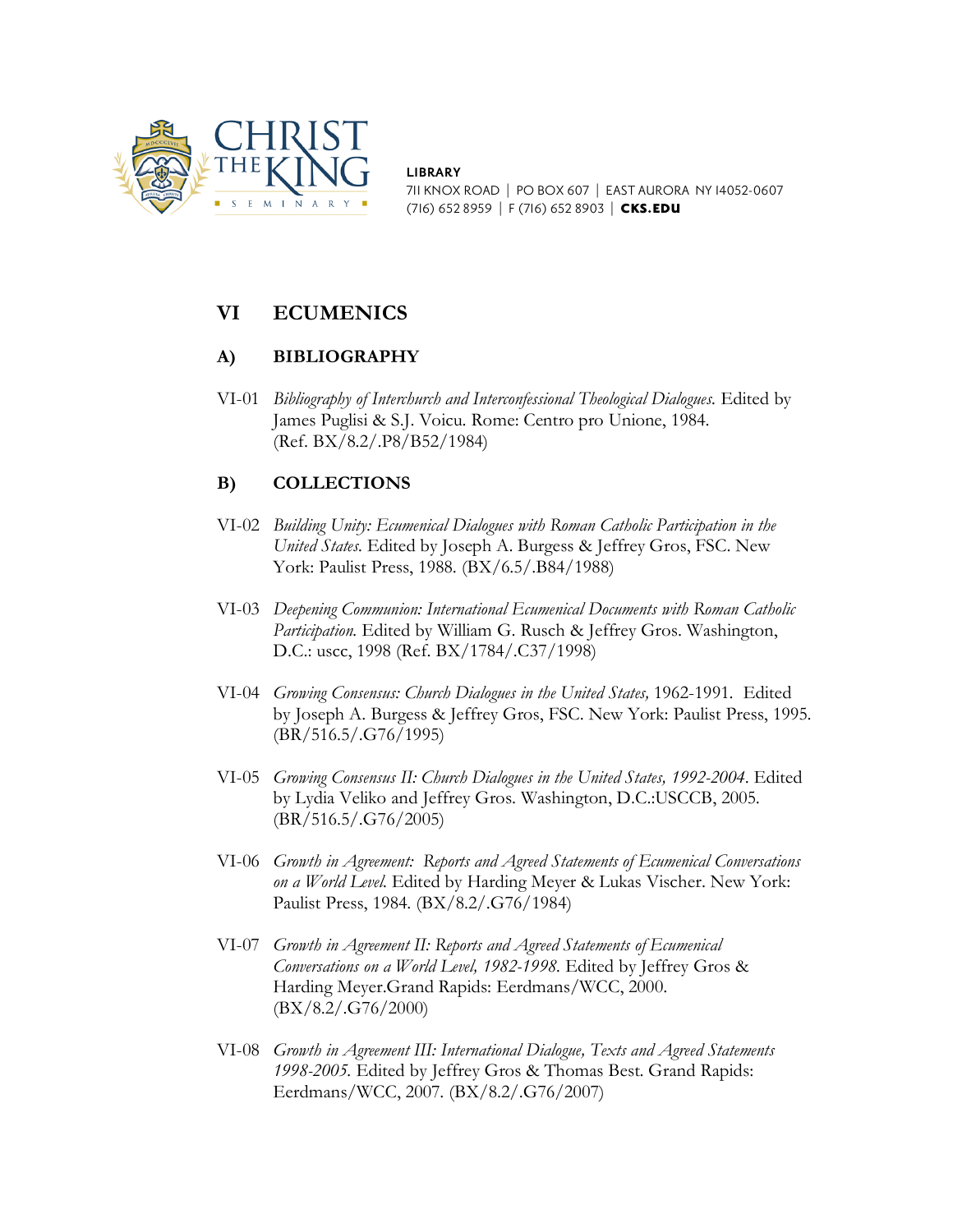CHRIST THE KING SEMINARY

**LIBRARY**
711 KNOX ROAD | PO BOX 607 | EAST AURORA NY 14052-0607
(716) 652 8959 | F (716) 652 8903 | **CKS.EDU**

# VI ECUMENICS

## A) BIBLIOGRAPHY

VI-01 *Bibliography of Interchurch and Interconfessional Theological Dialogues.* Edited by James Puglisi & S.J. Voicu. Rome: Centro pro Unione, 1984. (Ref. BX/8.2/.P8/B52/1984)

## B) COLLECTIONS

VI-02 *Building Unity: Ecumenical Dialogues with Roman Catholic Participation in the United States.* Edited by Joseph A. Burgess & Jeffrey Gros, FSC. New York: Paulist Press, 1988. (BX/6.5/.B84/1988)

VI-03 *Deepening Communion: International Ecumenical Documents with Roman Catholic Participation.* Edited by William G. Rusch & Jeffrey Gros. Washington, D.C.: uscc, 1998 (Ref. BX/1784/.C37/1998)

VI-04 *Growing Consensus: Church Dialogues in the United States,* 1962-1991. Edited by Joseph A. Burgess & Jeffrey Gros, FSC. New York: Paulist Press, 1995. (BR/516.5/.G76/1995)

VI-05 *Growing Consensus II: Church Dialogues in the United States, 1992-2004.* Edited by Lydia Veliko and Jeffrey Gros. Washington, D.C.:USCCB, 2005. (BR/516.5/.G76/2005)

VI-06 *Growth in Agreement: Reports and Agreed Statements of Ecumenical Conversations on a World Level.* Edited by Harding Meyer & Lukas Vischer. New York: Paulist Press, 1984. (BX/8.2/.G76/1984)

VI-07 *Growth in Agreement II: Reports and Agreed Statements of Ecumenical Conversations on a World Level, 1982-1998.* Edited by Jeffrey Gros & Harding Meyer.Grand Rapids: Eerdmans/WCC, 2000. (BX/8.2/.G76/2000)

VI-08 *Growth in Agreement III: International Dialogue, Texts and Agreed Statements 1998-2005.* Edited by Jeffrey Gros & Thomas Best. Grand Rapids: Eerdmans/WCC, 2007. (BX/8.2/.G76/2007)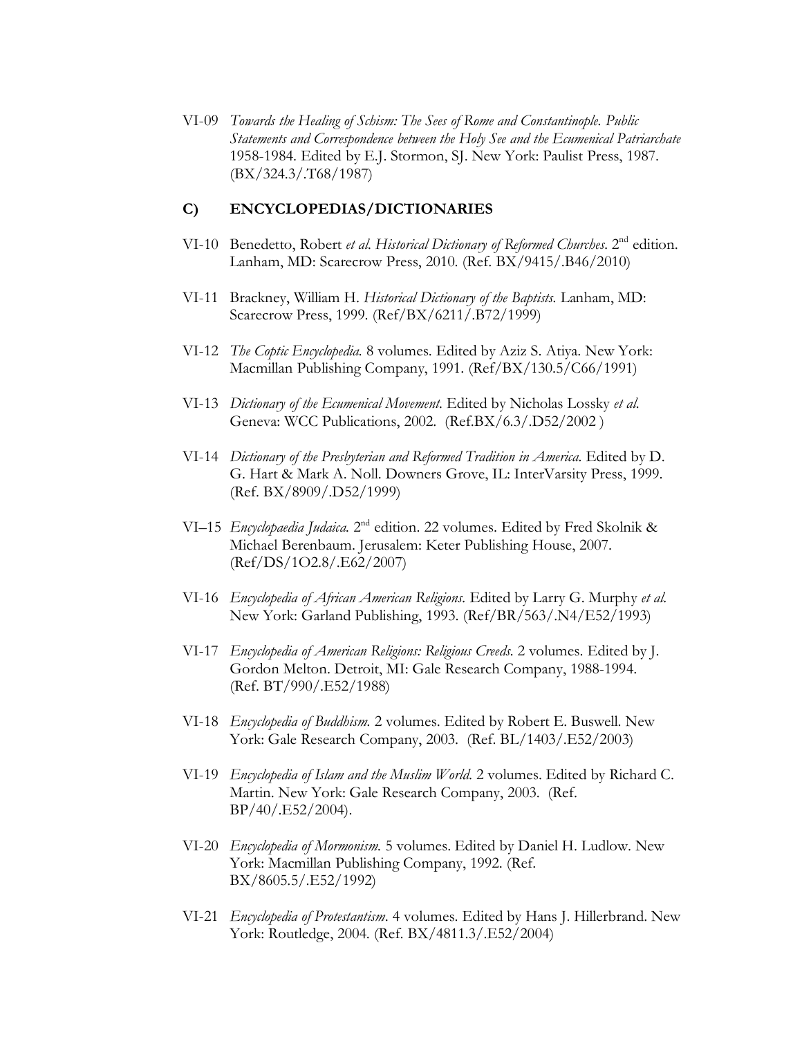VI-09 *Towards the Healing of Schism: The Sees of Rome and Constantinople. Public Statements and Correspondence between the Holy See and the Ecumenical Patriarchate* 1958-1984. Edited by E.J. Stormon, SJ. New York: Paulist Press, 1987. (BX/324.3/.T68/1987)

### C) ENCYCLOPEDIAS/DICTIONARIES

VI-10 Benedetto, Robert *et al. Historical Dictionary of Reformed Churches*. 2nd edition. Lanham, MD: Scarecrow Press, 2010. (Ref. BX/9415/.B46/2010)

VI-11 Brackney, William H. *Historical Dictionary of the Baptists.* Lanham, MD: Scarecrow Press, 1999. (Ref/BX/6211/.B72/1999)

VI-12 *The Coptic Encyclopedia.* 8 volumes. Edited by Aziz S. Atiya. New York: Macmillan Publishing Company, 1991. (Ref/BX/130.5/C66/1991)

VI-13 *Dictionary of the Ecumenical Movement.* Edited by Nicholas Lossky *et al.* Geneva: WCC Publications, 2002. (Ref.BX/6.3/.D52/2002 )

VI-14 *Dictionary of the Presbyterian and Reformed Tradition in America.* Edited by D. G. Hart & Mark A. Noll. Downers Grove, IL: InterVarsity Press, 1999. (Ref. BX/8909/.D52/1999)

VI–15 *Encyclopaedia Judaica.* 2nd edition. 22 volumes. Edited by Fred Skolnik & Michael Berenbaum. Jerusalem: Keter Publishing House, 2007. (Ref/DS/1O2.8/.E62/2007)

VI-16 *Encyclopedia of African American Religions.* Edited by Larry G. Murphy *et al.* New York: Garland Publishing, 1993. (Ref/BR/563/.N4/E52/1993)

VI-17 *Encyclopedia of American Religions: Religious Creeds.* 2 volumes. Edited by J. Gordon Melton. Detroit, MI: Gale Research Company, 1988-1994. (Ref. BT/990/.E52/1988)

VI-18 *Encyclopedia of Buddhism.* 2 volumes. Edited by Robert E. Buswell. New York: Gale Research Company, 2003. (Ref. BL/1403/.E52/2003)

VI-19 *Encyclopedia of Islam and the Muslim World.* 2 volumes. Edited by Richard C. Martin. New York: Gale Research Company, 2003. (Ref. BP/40/.E52/2004).

VI-20 *Encyclopedia of Mormonism.* 5 volumes. Edited by Daniel H. Ludlow. New York: Macmillan Publishing Company, 1992. (Ref. BX/8605.5/.E52/1992)

VI-21 *Encyclopedia of Protestantism*. 4 volumes. Edited by Hans J. Hillerbrand. New York: Routledge, 2004. (Ref. BX/4811.3/.E52/2004)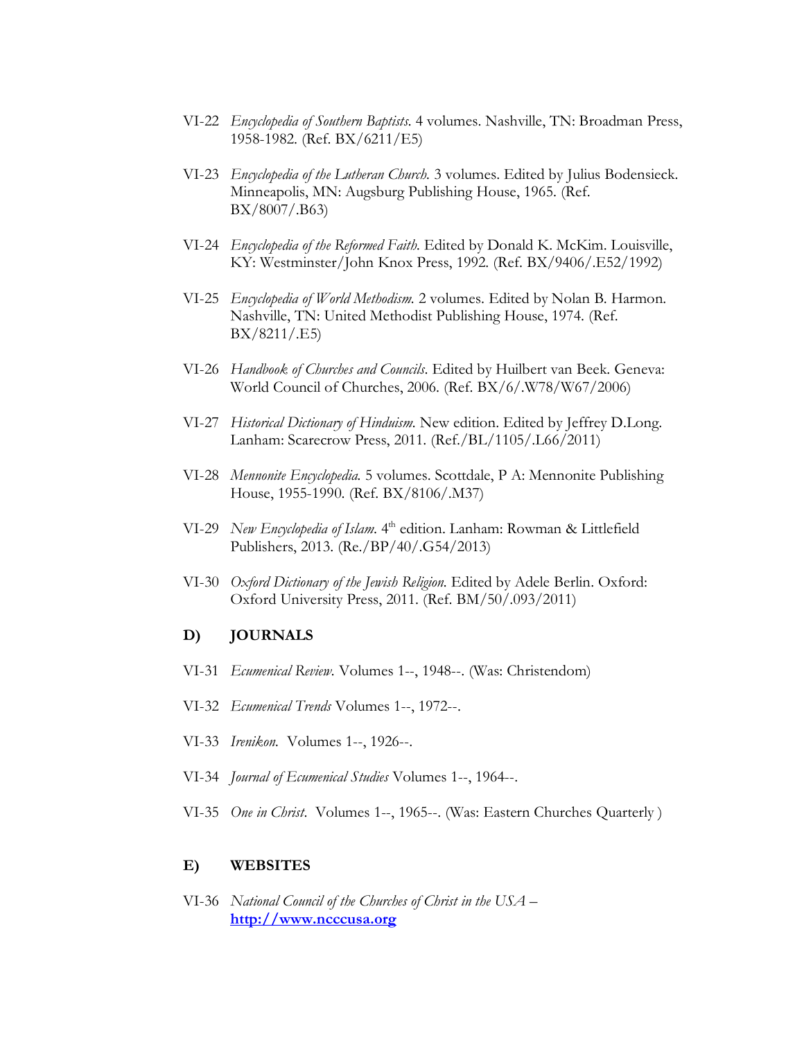VI-22 *Encyclopedia of Southern Baptists.* 4 volumes. Nashville, TN: Broadman Press, 1958-1982. (Ref. BX/6211/E5)

VI-23 *Encyclopedia of the Lutheran Church.* 3 volumes. Edited by Julius Bodensieck. Minneapolis, MN: Augsburg Publishing House, 1965. (Ref. BX/8007/.B63)

VI-24 *Encyclopedia of the Reformed Faith.* Edited by Donald K. McKim. Louisville, KY: Westminster/John Knox Press, 1992. (Ref. BX/9406/.E52/1992)

VI-25 *Encyclopedia of World Methodism.* 2 volumes. Edited by Nolan B. Harmon. Nashville, TN: United Methodist Publishing House, 1974. (Ref. BX/8211/.E5)

VI-26 *Handbook of Churches and Councils.* Edited by Huilbert van Beek. Geneva: World Council of Churches, 2006. (Ref. BX/6/.W78/W67/2006)

VI-27 *Historical Dictionary of Hinduism.* New edition. Edited by Jeffrey D.Long. Lanham: Scarecrow Press, 2011. (Ref./BL/1105/.L66/2011)

VI-28 *Mennonite Encyclopedia.* 5 volumes. Scottdale, P A: Mennonite Publishing House, 1955-1990. (Ref. BX/8106/.M37)

VI-29 *New Encyclopedia of Islam.* 4th edition. Lanham: Rowman & Littlefield Publishers, 2013. (Re./BP/40/.G54/2013)

VI-30 *Oxford Dictionary of the Jewish Religion.* Edited by Adele Berlin. Oxford: Oxford University Press, 2011. (Ref. BM/50/.093/2011)

## D) JOURNALS

VI-31 *Ecumenical Review.* Volumes 1--, 1948--. (Was: Christendom)

VI-32 *Ecumenical Trends* Volumes 1--, 1972--.

VI-33 *Irenikon.* Volumes 1--, 1926--.

VI-34 *Journal of Ecumenical Studies* Volumes 1--, 1964--.

VI-35 *One in Christ.* Volumes 1--, 1965--. (Was: Eastern Churches Quarterly )

## E) WEBSITES

VI-36 *National Council of the Churches of Christ in the USA* – **http://www.ncccusa.org**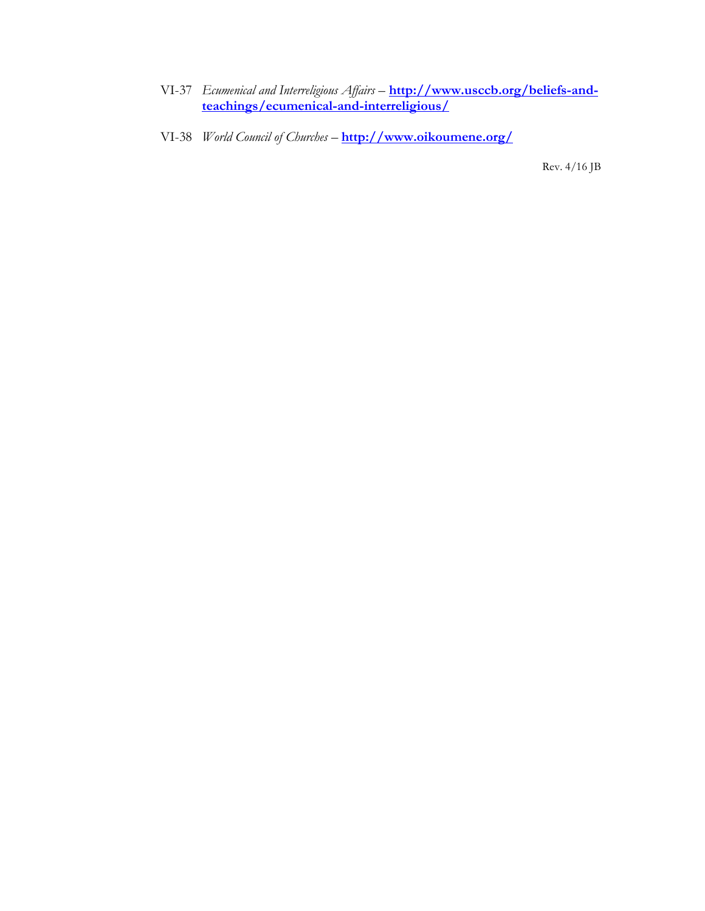VI-37 *Ecumenical and Interreligious Affairs* – **http://www.usccb.org/beliefs-and-teachings/ecumenical-and-interreligious/**

VI-38 *World Council of Churches* – **http://www.oikoumene.org/**

Rev. 4/16 JB